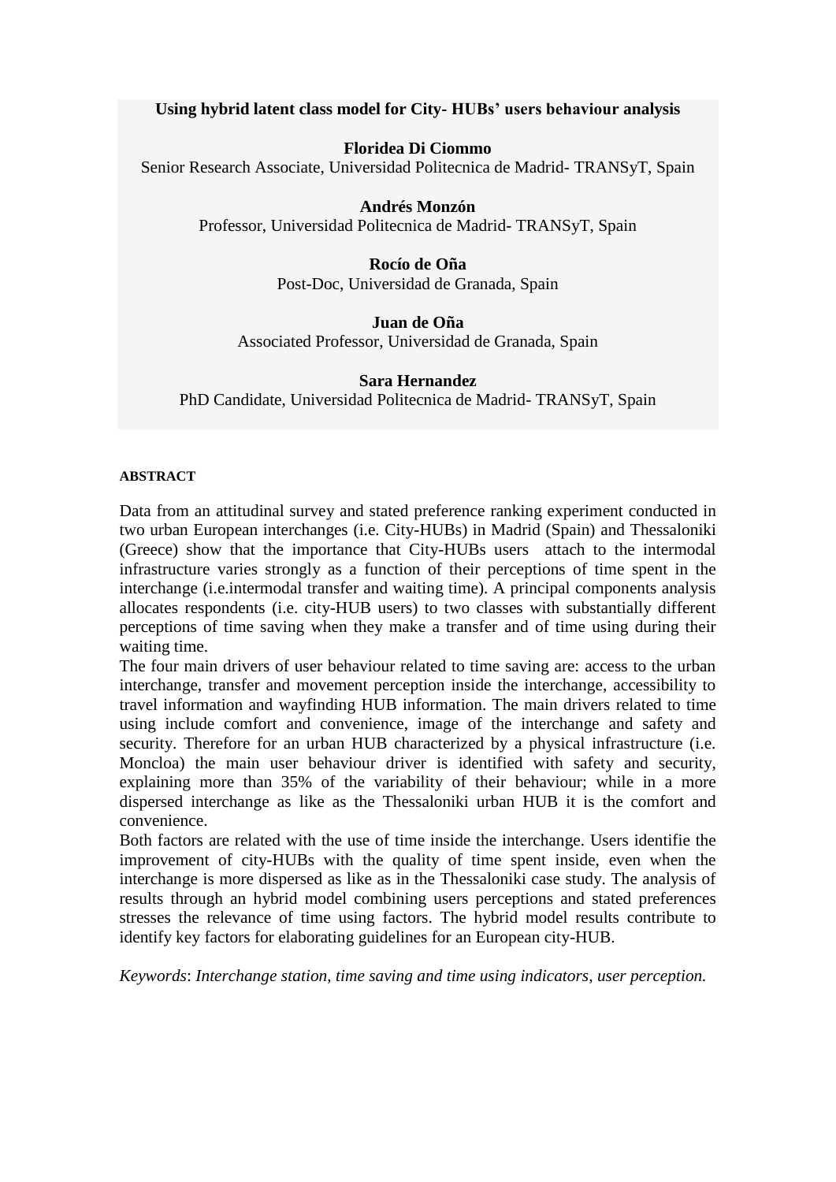# Using hybrid latent class model for City- HUBs' users behaviour analysis

**Floridea Di Ciommo**
Senior Research Associate, Universidad Politecnica de Madrid- TRANSyT, Spain

**Andrés Monzón**
Professor, Universidad Politecnica de Madrid- TRANSyT, Spain

**Rocío de Oña**
Post-Doc, Universidad de Granada, Spain

**Juan de Oña**
Associated Professor, Universidad de Granada, Spain

**Sara Hernandez**
PhD Candidate, Universidad Politecnica de Madrid- TRANSyT, Spain

## ABSTRACT

Data from an attitudinal survey and stated preference ranking experiment conducted in two urban European interchanges (i.e. City-HUBs) in Madrid (Spain) and Thessaloniki (Greece) show that the importance that City-HUBs users attach to the intermodal infrastructure varies strongly as a function of their perceptions of time spent in the interchange (i.e.intermodal transfer and waiting time). A principal components analysis allocates respondents (i.e. city-HUB users) to two classes with substantially different perceptions of time saving when they make a transfer and of time using during their waiting time.

The four main drivers of user behaviour related to time saving are: access to the urban interchange, transfer and movement perception inside the interchange, accessibility to travel information and wayfinding HUB information. The main drivers related to time using include comfort and convenience, image of the interchange and safety and security. Therefore for an urban HUB characterized by a physical infrastructure (i.e. Moncloa) the main user behaviour driver is identified with safety and security, explaining more than 35% of the variability of their behaviour; while in a more dispersed interchange as like as the Thessaloniki urban HUB it is the comfort and convenience.

Both factors are related with the use of time inside the interchange. Users identifie the improvement of city-HUBs with the quality of time spent inside, even when the interchange is more dispersed as like as in the Thessaloniki case study. The analysis of results through an hybrid model combining users perceptions and stated preferences stresses the relevance of time using factors. The hybrid model results contribute to identify key factors for elaborating guidelines for an European city-HUB.

*Keywords*: *Interchange station, time saving and time using indicators, user perception.*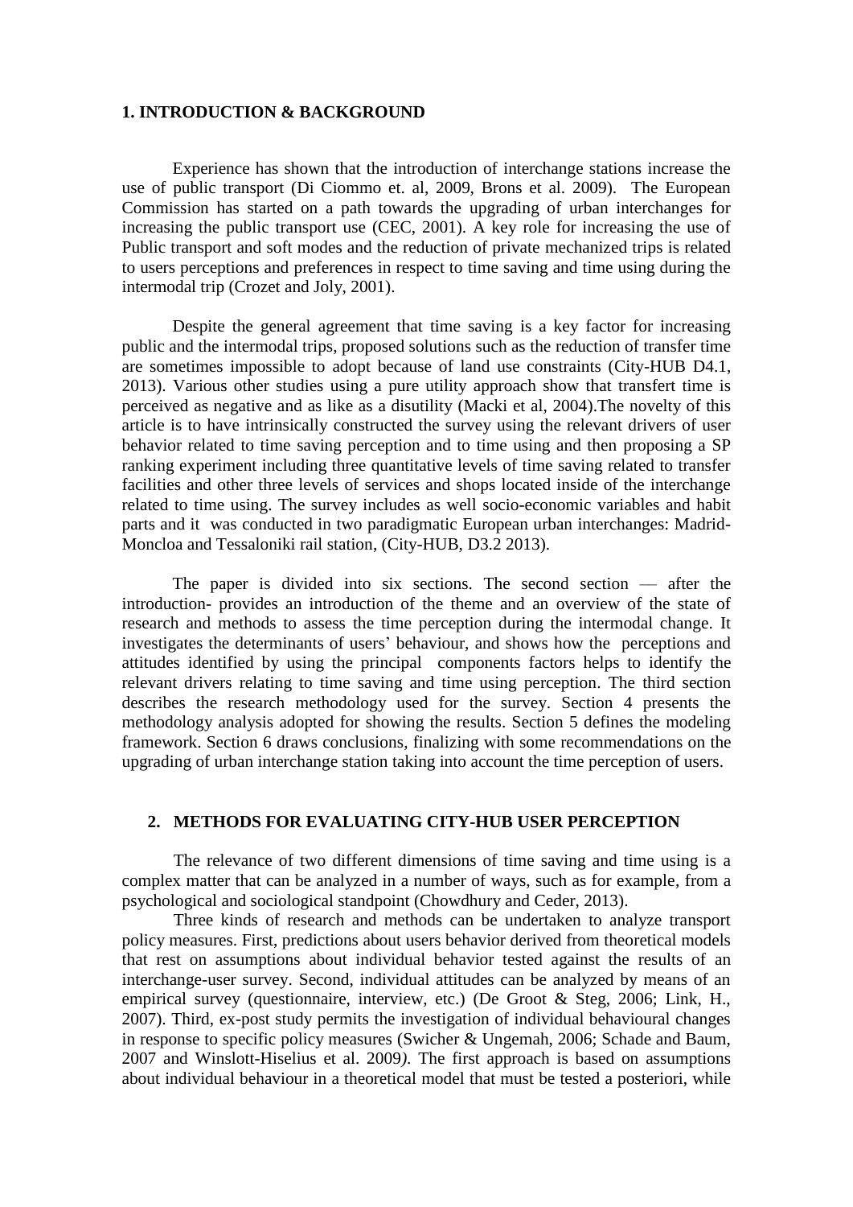## 1. INTRODUCTION & BACKGROUND

Experience has shown that the introduction of interchange stations increase the use of public transport (Di Ciommo et. al, 2009, Brons et al. 2009). The European Commission has started on a path towards the upgrading of urban interchanges for increasing the public transport use (CEC, 2001). A key role for increasing the use of Public transport and soft modes and the reduction of private mechanized trips is related to users perceptions and preferences in respect to time saving and time using during the intermodal trip (Crozet and Joly, 2001).

Despite the general agreement that time saving is a key factor for increasing public and the intermodal trips, proposed solutions such as the reduction of transfer time are sometimes impossible to adopt because of land use constraints (City-HUB D4.1, 2013). Various other studies using a pure utility approach show that transfert time is perceived as negative and as like as a disutility (Macki et al, 2004).The novelty of this article is to have intrinsically constructed the survey using the relevant drivers of user behavior related to time saving perception and to time using and then proposing a SP ranking experiment including three quantitative levels of time saving related to transfer facilities and other three levels of services and shops located inside of the interchange related to time using. The survey includes as well socio-economic variables and habit parts and it was conducted in two paradigmatic European urban interchanges: Madrid-Moncloa and Tessaloniki rail station, (City-HUB, D3.2 2013).

The paper is divided into six sections. The second section — after the introduction- provides an introduction of the theme and an overview of the state of research and methods to assess the time perception during the intermodal change. It investigates the determinants of users' behaviour, and shows how the perceptions and attitudes identified by using the principal components factors helps to identify the relevant drivers relating to time saving and time using perception. The third section describes the research methodology used for the survey. Section 4 presents the methodology analysis adopted for showing the results. Section 5 defines the modeling framework. Section 6 draws conclusions, finalizing with some recommendations on the upgrading of urban interchange station taking into account the time perception of users.

## 2. METHODS FOR EVALUATING CITY-HUB USER PERCEPTION

The relevance of two different dimensions of time saving and time using is a complex matter that can be analyzed in a number of ways, such as for example, from a psychological and sociological standpoint (Chowdhury and Ceder, 2013).

Three kinds of research and methods can be undertaken to analyze transport policy measures. First, predictions about users behavior derived from theoretical models that rest on assumptions about individual behavior tested against the results of an interchange-user survey. Second, individual attitudes can be analyzed by means of an empirical survey (questionnaire, interview, etc.) (De Groot & Steg, 2006; Link, H., 2007). Third, ex-post study permits the investigation of individual behavioural changes in response to specific policy measures (Swicher & Ungemah, 2006; Schade and Baum, 2007 and Winslott-Hiselius et al. 2009*)*. The first approach is based on assumptions about individual behaviour in a theoretical model that must be tested a posteriori, while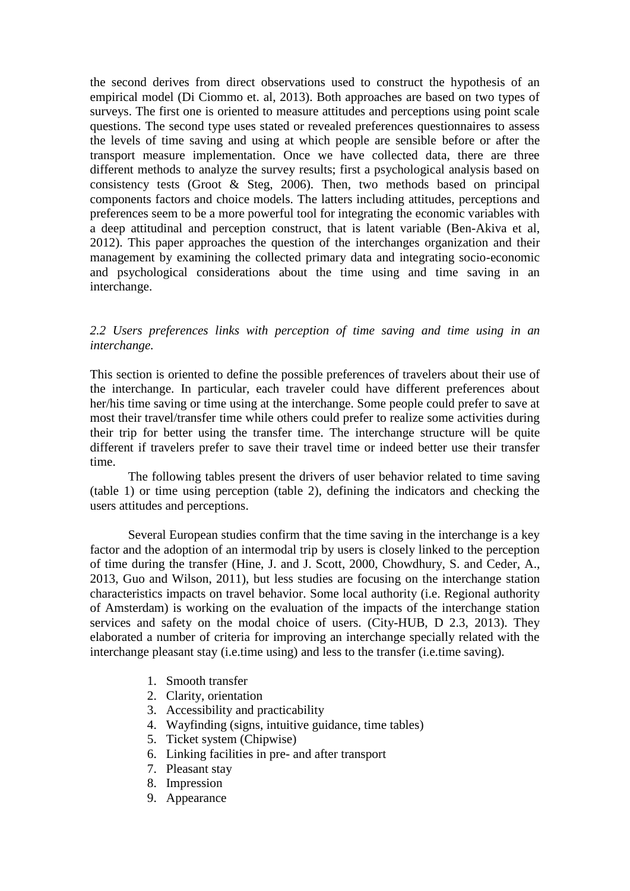the second derives from direct observations used to construct the hypothesis of an empirical model (Di Ciommo et. al, 2013). Both approaches are based on two types of surveys. The first one is oriented to measure attitudes and perceptions using point scale questions. The second type uses stated or revealed preferences questionnaires to assess the levels of time saving and using at which people are sensible before or after the transport measure implementation. Once we have collected data, there are three different methods to analyze the survey results; first a psychological analysis based on consistency tests (Groot & Steg, 2006). Then, two methods based on principal components factors and choice models. The latters including attitudes, perceptions and preferences seem to be a more powerful tool for integrating the economic variables with a deep attitudinal and perception construct, that is latent variable (Ben-Akiva et al, 2012). This paper approaches the question of the interchanges organization and their management by examining the collected primary data and integrating socio-economic and psychological considerations about the time using and time saving in an interchange.

### *2.2 Users preferences links with perception of time saving and time using in an interchange.*

This section is oriented to define the possible preferences of travelers about their use of the interchange. In particular, each traveler could have different preferences about her/his time saving or time using at the interchange. Some people could prefer to save at most their travel/transfer time while others could prefer to realize some activities during their trip for better using the transfer time. The interchange structure will be quite different if travelers prefer to save their travel time or indeed better use their transfer time.

The following tables present the drivers of user behavior related to time saving (table 1) or time using perception (table 2), defining the indicators and checking the users attitudes and perceptions.

Several European studies confirm that the time saving in the interchange is a key factor and the adoption of an intermodal trip by users is closely linked to the perception of time during the transfer (Hine, J. and J. Scott, 2000, Chowdhury, S. and Ceder, A., 2013, Guo and Wilson, 2011), but less studies are focusing on the interchange station characteristics impacts on travel behavior. Some local authority (i.e. Regional authority of Amsterdam) is working on the evaluation of the impacts of the interchange station services and safety on the modal choice of users. (City-HUB, D 2.3, 2013). They elaborated a number of criteria for improving an interchange specially related with the interchange pleasant stay (i.e.time using) and less to the transfer (i.e.time saving).

1. Smooth transfer
2. Clarity, orientation
3. Accessibility and practicability
4. Wayfinding (signs, intuitive guidance, time tables)
5. Ticket system (Chipwise)
6. Linking facilities in pre- and after transport
7. Pleasant stay
8. Impression
9. Appearance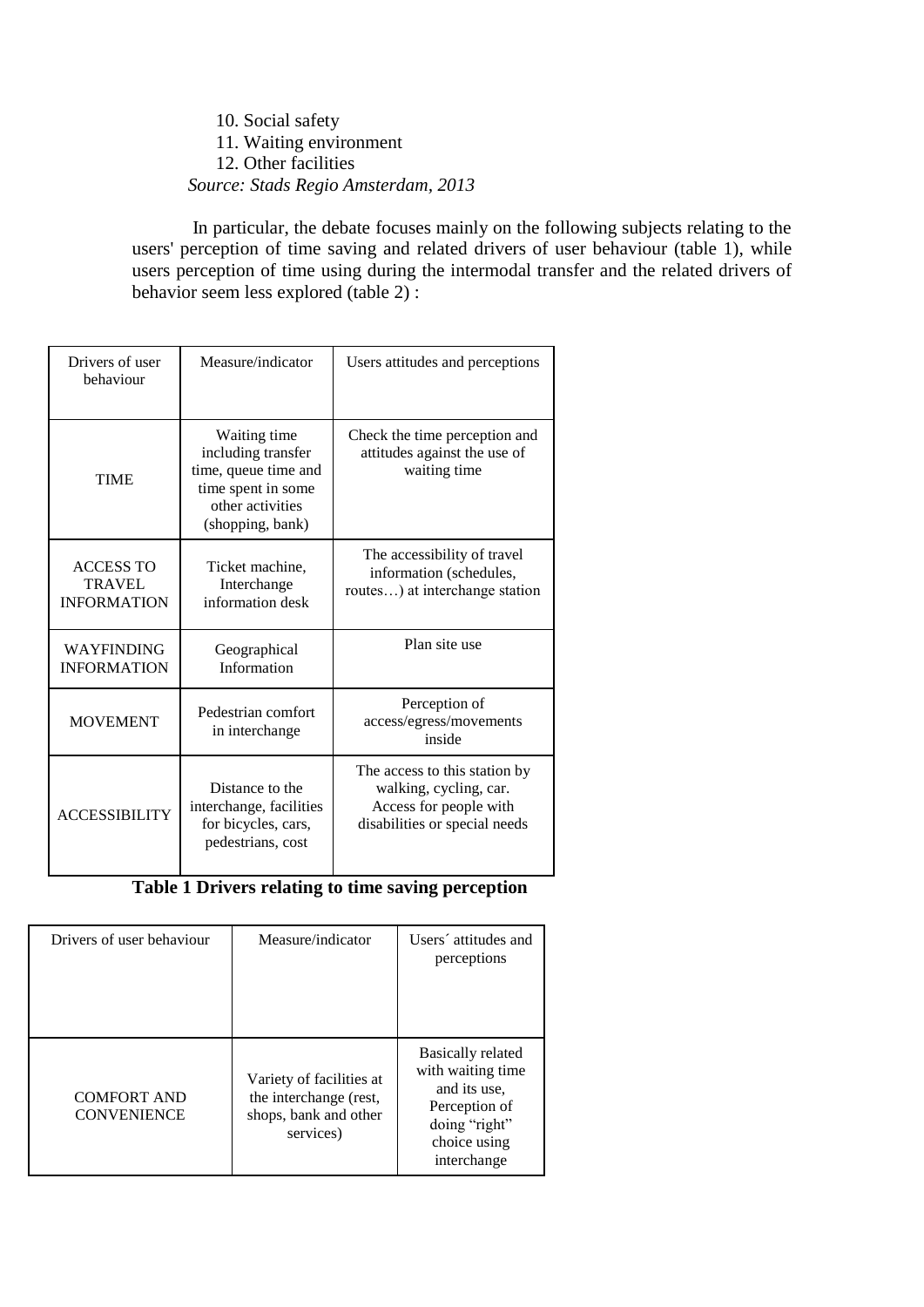10. Social safety
11. Waiting environment
12. Other facilities

*Source: Stads Regio Amsterdam, 2013*

In particular, the debate focuses mainly on the following subjects relating to the users' perception of time saving and related drivers of user behaviour (table 1), while users perception of time using during the intermodal transfer and the related drivers of behavior seem less explored (table 2) :

| Drivers of user behaviour | Measure/indicator | Users attitudes and perceptions |
|---|---|---|
| TIME | Waiting time including transfer time, queue time and time spent in some other activities (shopping, bank) | Check the time perception and attitudes against the use of waiting time |
| ACCESS TO TRAVEL INFORMATION | Ticket machine, Interchange information desk | The accessibility of travel information (schedules, routes…) at interchange station |
| WAYFINDING INFORMATION | Geographical Information | Plan site use |
| MOVEMENT | Pedestrian comfort in interchange | Perception of access/egress/movements inside |
| ACCESSIBILITY | Distance to the interchange, facilities for bicycles, cars, pedestrians, cost | The access to this station by walking, cycling, car. Access for people with disabilities or special needs |

**Table 1 Drivers relating to time saving perception**

| Drivers of user behaviour | Measure/indicator | Users´ attitudes and perceptions |
|---|---|---|
| COMFORT AND CONVENIENCE | Variety of facilities at the interchange (rest, shops, bank and other services) | Basically related with waiting time and its use, Perception of doing "right" choice using interchange |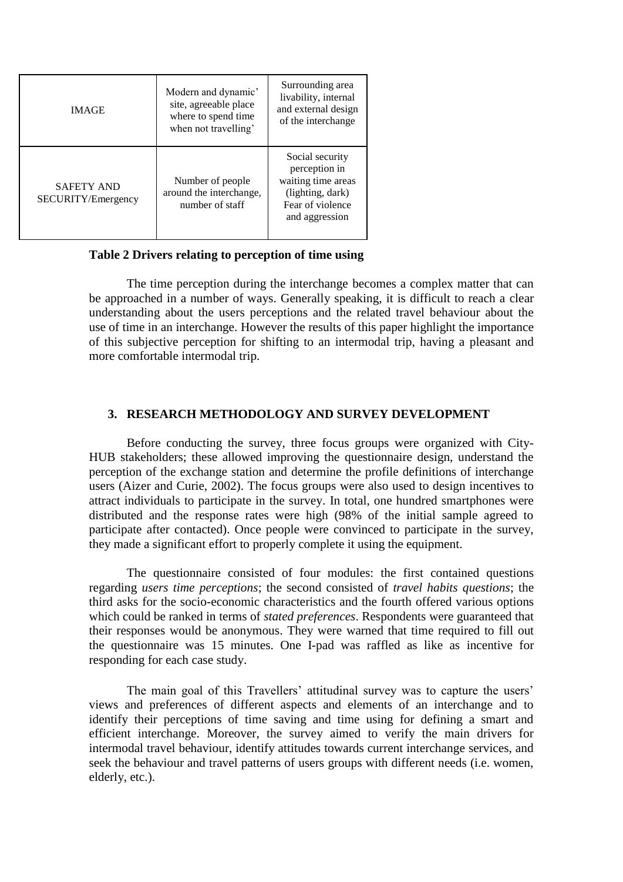| | | |
|---|---|---|
| IMAGE | Modern and dynamic' site, agreeable place where to spend time when not travelling' | Surrounding area livability, internal and external design of the interchange |
| SAFETY AND SECURITY/Emergency | Number of people around the interchange, number of staff | Social security perception in waiting time areas (lighting, dark) Fear of violence and aggression |

**Table 2 Drivers relating to perception of time using**

The time perception during the interchange becomes a complex matter that can be approached in a number of ways. Generally speaking, it is difficult to reach a clear understanding about the users perceptions and the related travel behaviour about the use of time in an interchange. However the results of this paper highlight the importance of this subjective perception for shifting to an intermodal trip, having a pleasant and more comfortable intermodal trip.

## 3. RESEARCH METHODOLOGY AND SURVEY DEVELOPMENT

Before conducting the survey, three focus groups were organized with City-HUB stakeholders; these allowed improving the questionnaire design, understand the perception of the exchange station and determine the profile definitions of interchange users (Aizer and Curie, 2002). The focus groups were also used to design incentives to attract individuals to participate in the survey. In total, one hundred smartphones were distributed and the response rates were high (98% of the initial sample agreed to participate after contacted). Once people were convinced to participate in the survey, they made a significant effort to properly complete it using the equipment.

The questionnaire consisted of four modules: the first contained questions regarding *users time perceptions*; the second consisted of *travel habits questions*; the third asks for the socio-economic characteristics and the fourth offered various options which could be ranked in terms of *stated preferences*. Respondents were guaranteed that their responses would be anonymous. They were warned that time required to fill out the questionnaire was 15 minutes. One I-pad was raffled as like as incentive for responding for each case study.

The main goal of this Travellers' attitudinal survey was to capture the users' views and preferences of different aspects and elements of an interchange and to identify their perceptions of time saving and time using for defining a smart and efficient interchange. Moreover, the survey aimed to verify the main drivers for intermodal travel behaviour, identify attitudes towards current interchange services, and seek the behaviour and travel patterns of users groups with different needs (i.e. women, elderly, etc.).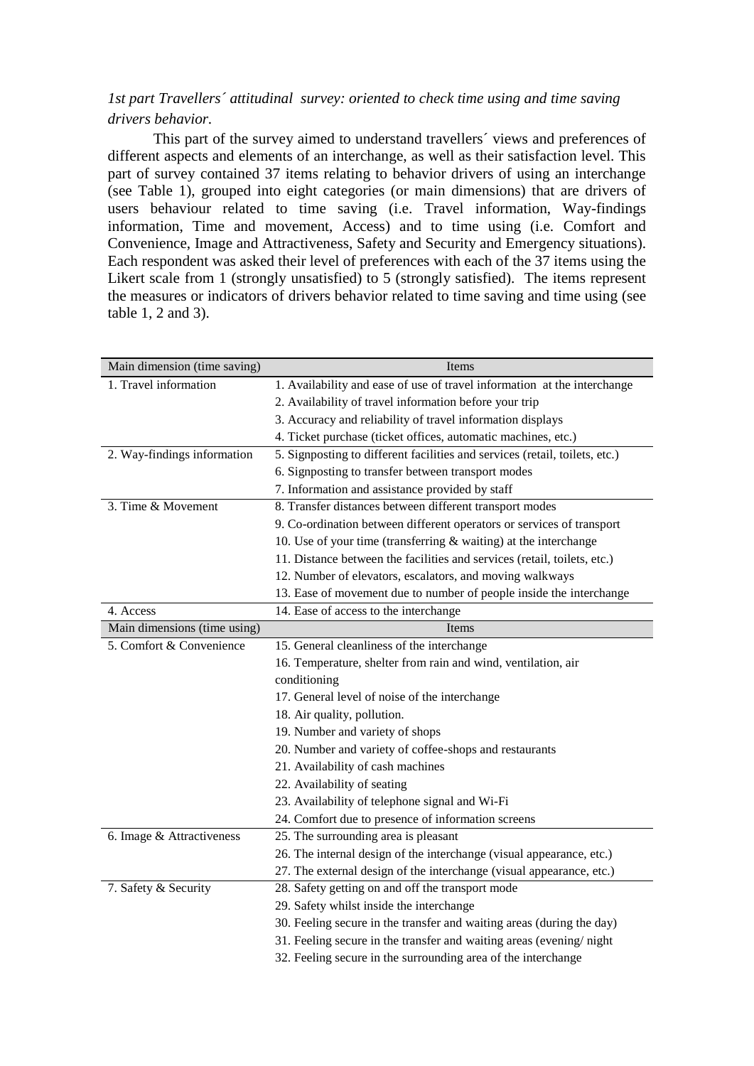*1st part Travellers´ attitudinal survey: oriented to check time using and time saving drivers behavior.*

This part of the survey aimed to understand travellers´ views and preferences of different aspects and elements of an interchange, as well as their satisfaction level. This part of survey contained 37 items relating to behavior drivers of using an interchange (see Table 1), grouped into eight categories (or main dimensions) that are drivers of users behaviour related to time saving (i.e. Travel information, Way-findings information, Time and movement, Access) and to time using (i.e. Comfort and Convenience, Image and Attractiveness, Safety and Security and Emergency situations). Each respondent was asked their level of preferences with each of the 37 items using the Likert scale from 1 (strongly unsatisfied) to 5 (strongly satisfied). The items represent the measures or indicators of drivers behavior related to time saving and time using (see table 1, 2 and 3).

| Main dimension (time saving) | Items |
|---|---|
| 1. Travel information | 1. Availability and ease of use of travel information at the interchange |
| | 2. Availability of travel information before your trip |
| | 3. Accuracy and reliability of travel information displays |
| | 4. Ticket purchase (ticket offices, automatic machines, etc.) |
| 2. Way-findings information | 5. Signposting to different facilities and services (retail, toilets, etc.) |
| | 6. Signposting to transfer between transport modes |
| | 7. Information and assistance provided by staff |
| 3. Time & Movement | 8. Transfer distances between different transport modes |
| | 9. Co-ordination between different operators or services of transport |
| | 10. Use of your time (transferring & waiting) at the interchange |
| | 11. Distance between the facilities and services (retail, toilets, etc.) |
| | 12. Number of elevators, escalators, and moving walkways |
| | 13. Ease of movement due to number of people inside the interchange |
| 4. Access | 14. Ease of access to the interchange |
| **Main dimensions (time using)** | **Items** |
| 5. Comfort & Convenience | 15. General cleanliness of the interchange |
| | 16. Temperature, shelter from rain and wind, ventilation, air conditioning |
| | 17. General level of noise of the interchange |
| | 18. Air quality, pollution. |
| | 19. Number and variety of shops |
| | 20. Number and variety of coffee-shops and restaurants |
| | 21. Availability of cash machines |
| | 22. Availability of seating |
| | 23. Availability of telephone signal and Wi-Fi |
| | 24. Comfort due to presence of information screens |
| 6. Image & Attractiveness | 25. The surrounding area is pleasant |
| | 26. The internal design of the interchange (visual appearance, etc.) |
| | 27. The external design of the interchange (visual appearance, etc.) |
| 7. Safety & Security | 28. Safety getting on and off the transport mode |
| | 29. Safety whilst inside the interchange |
| | 30. Feeling secure in the transfer and waiting areas (during the day) |
| | 31. Feeling secure in the transfer and waiting areas (evening/ night |
| | 32. Feeling secure in the surrounding area of the interchange |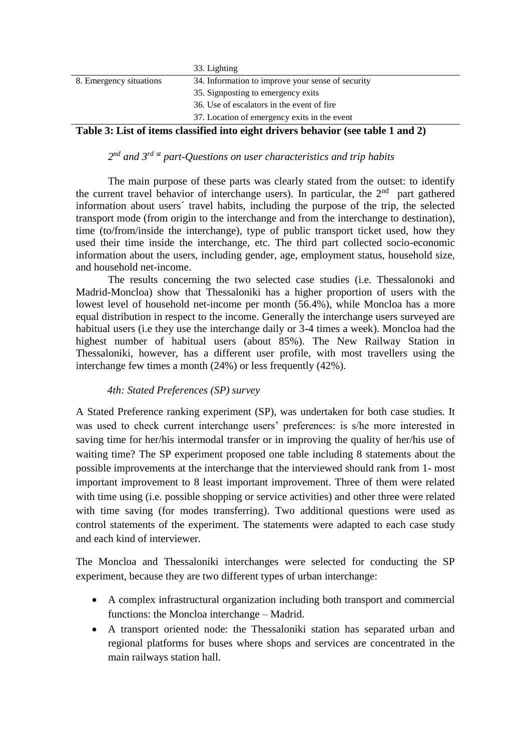| | |
|---|---|
| | 33. Lighting |
| 8. Emergency situations | 34. Information to improve your sense of security |
| | 35. Signposting to emergency exits |
| | 36. Use of escalators in the event of fire |
| | 37. Location of emergency exits in the event |

**Table 3: List of items classified into eight drivers behavior (see table 1 and 2)**

*2nd and 3rd st part-Questions on user characteristics and trip habits*

The main purpose of these parts was clearly stated from the outset: to identify the current travel behavior of interchange users). In particular, the 2nd part gathered information about users´ travel habits, including the purpose of the trip, the selected transport mode (from origin to the interchange and from the interchange to destination), time (to/from/inside the interchange), type of public transport ticket used, how they used their time inside the interchange, etc. The third part collected socio-economic information about the users, including gender, age, employment status, household size, and household net-income.

The results concerning the two selected case studies (i.e. Thessalonoki and Madrid-Moncloa) show that Thessaloniki has a higher proportion of users with the lowest level of household net-income per month (56.4%), while Moncloa has a more equal distribution in respect to the income. Generally the interchange users surveyed are habitual users (i.e they use the interchange daily or 3-4 times a week). Moncloa had the highest number of habitual users (about 85%). The New Railway Station in Thessaloniki, however, has a different user profile, with most travellers using the interchange few times a month (24%) or less frequently (42%).

*4th: Stated Preferences (SP) survey*

A Stated Preference ranking experiment (SP), was undertaken for both case studies. It was used to check current interchange users' preferences: is s/he more interested in saving time for her/his intermodal transfer or in improving the quality of her/his use of waiting time? The SP experiment proposed one table including 8 statements about the possible improvements at the interchange that the interviewed should rank from 1- most important improvement to 8 least important improvement. Three of them were related with time using (i.e. possible shopping or service activities) and other three were related with time saving (for modes transferring). Two additional questions were used as control statements of the experiment. The statements were adapted to each case study and each kind of interviewer.

The Moncloa and Thessaloniki interchanges were selected for conducting the SP experiment, because they are two different types of urban interchange:

- A complex infrastructural organization including both transport and commercial functions: the Moncloa interchange – Madrid.
- A transport oriented node: the Thessaloniki station has separated urban and regional platforms for buses where shops and services are concentrated in the main railways station hall.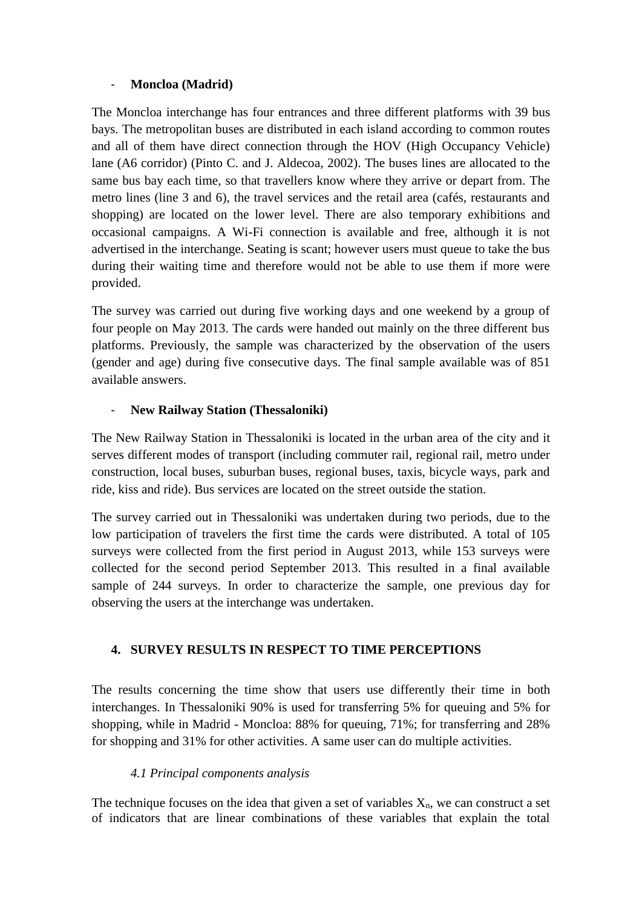- **Moncloa (Madrid)**

The Moncloa interchange has four entrances and three different platforms with 39 bus bays. The metropolitan buses are distributed in each island according to common routes and all of them have direct connection through the HOV (High Occupancy Vehicle) lane (A6 corridor) (Pinto C. and J. Aldecoa, 2002). The buses lines are allocated to the same bus bay each time, so that travellers know where they arrive or depart from. The metro lines (line 3 and 6), the travel services and the retail area (cafés, restaurants and shopping) are located on the lower level. There are also temporary exhibitions and occasional campaigns. A Wi-Fi connection is available and free, although it is not advertised in the interchange. Seating is scant; however users must queue to take the bus during their waiting time and therefore would not be able to use them if more were provided.

The survey was carried out during five working days and one weekend by a group of four people on May 2013. The cards were handed out mainly on the three different bus platforms. Previously, the sample was characterized by the observation of the users (gender and age) during five consecutive days. The final sample available was of 851 available answers.

- **New Railway Station (Thessaloniki)**

The New Railway Station in Thessaloniki is located in the urban area of the city and it serves different modes of transport (including commuter rail, regional rail, metro under construction, local buses, suburban buses, regional buses, taxis, bicycle ways, park and ride, kiss and ride). Bus services are located on the street outside the station.

The survey carried out in Thessaloniki was undertaken during two periods, due to the low participation of travelers the first time the cards were distributed. A total of 105 surveys were collected from the first period in August 2013, while 153 surveys were collected for the second period September 2013. This resulted in a final available sample of 244 surveys. In order to characterize the sample, one previous day for observing the users at the interchange was undertaken.

## 4. SURVEY RESULTS IN RESPECT TO TIME PERCEPTIONS

The results concerning the time show that users use differently their time in both interchanges. In Thessaloniki 90% is used for transferring 5% for queuing and 5% for shopping, while in Madrid - Moncloa: 88% for queuing, 71%; for transferring and 28% for shopping and 31% for other activities. A same user can do multiple activities.

### *4.1 Principal components analysis*

The technique focuses on the idea that given a set of variables $X_n$, we can construct a set of indicators that are linear combinations of these variables that explain the total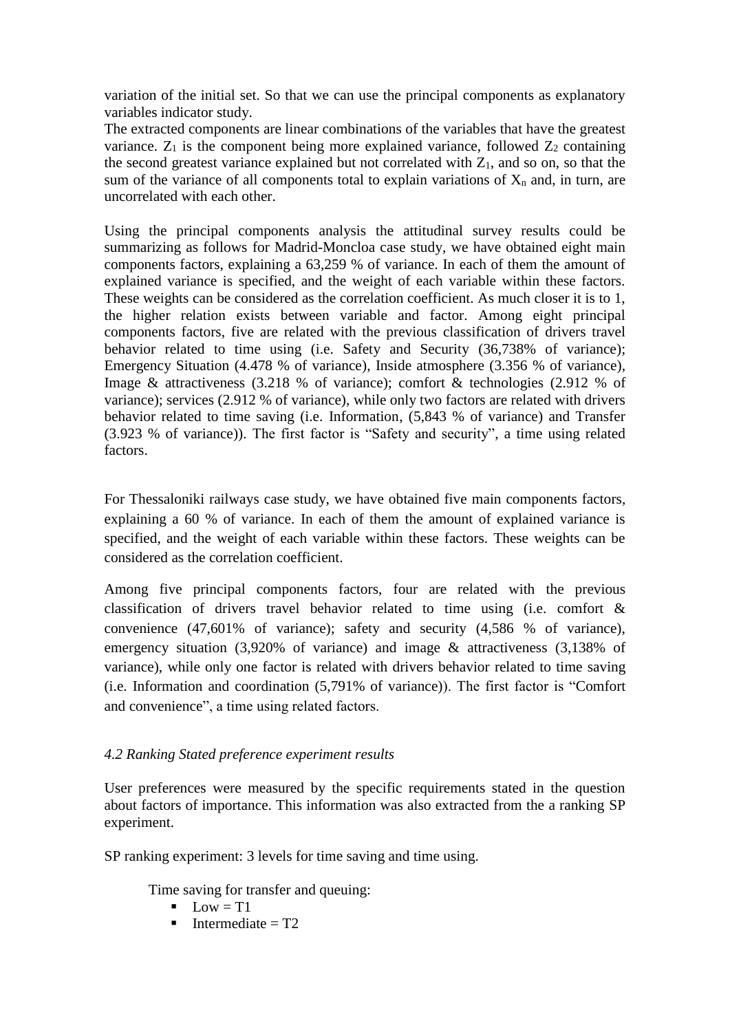variation of the initial set. So that we can use the principal components as explanatory variables indicator study.
The extracted components are linear combinations of the variables that have the greatest variance. $Z_1$ is the component being more explained variance, followed $Z_2$ containing the second greatest variance explained but not correlated with $Z_1$, and so on, so that the sum of the variance of all components total to explain variations of $X_n$ and, in turn, are uncorrelated with each other.

Using the principal components analysis the attitudinal survey results could be summarizing as follows for Madrid-Moncloa case study, we have obtained eight main components factors, explaining a 63,259 % of variance. In each of them the amount of explained variance is specified, and the weight of each variable within these factors. These weights can be considered as the correlation coefficient. As much closer it is to 1, the higher relation exists between variable and factor. Among eight principal components factors, five are related with the previous classification of drivers travel behavior related to time using (i.e. Safety and Security (36,738% of variance); Emergency Situation (4.478 % of variance), Inside atmosphere (3.356 % of variance), Image & attractiveness (3.218 % of variance); comfort & technologies (2.912 % of variance); services (2.912 % of variance), while only two factors are related with drivers behavior related to time saving (i.e. Information, (5,843 % of variance) and Transfer (3.923 % of variance)). The first factor is "Safety and security", a time using related factors.

For Thessaloniki railways case study, we have obtained five main components factors, explaining a 60 % of variance. In each of them the amount of explained variance is specified, and the weight of each variable within these factors. These weights can be considered as the correlation coefficient.

Among five principal components factors, four are related with the previous classification of drivers travel behavior related to time using (i.e. comfort & convenience (47,601% of variance); safety and security (4,586 % of variance), emergency situation (3,920% of variance) and image & attractiveness (3,138% of variance), while only one factor is related with drivers behavior related to time saving (i.e. Information and coordination (5,791% of variance)). The first factor is "Comfort and convenience", a time using related factors.

### *4.2 Ranking Stated preference experiment results*

User preferences were measured by the specific requirements stated in the question about factors of importance. This information was also extracted from the a ranking SP experiment.

SP ranking experiment: 3 levels for time saving and time using.

Time saving for transfer and queuing:

- Low = T1
- Intermediate = T2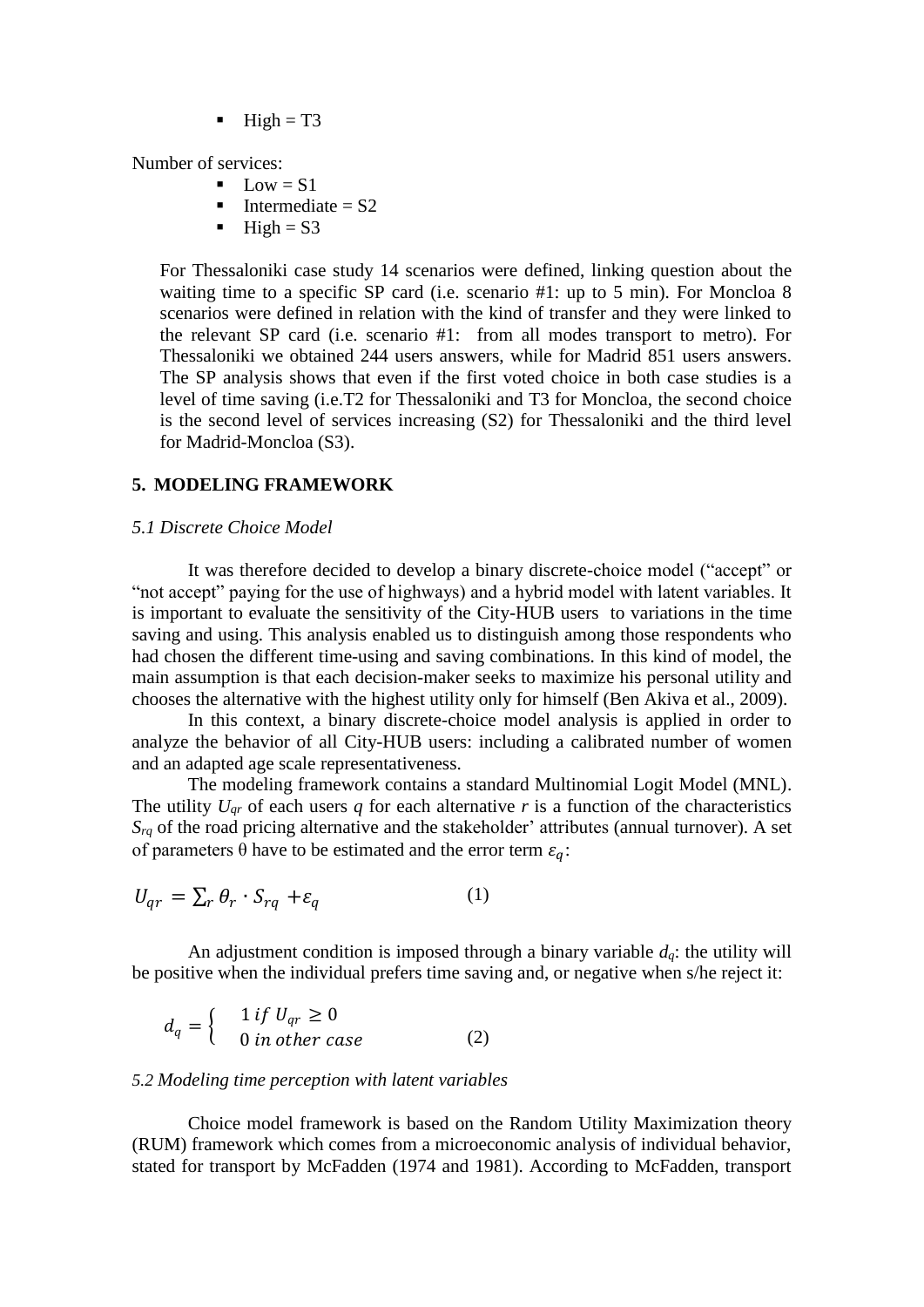- High = T3

Number of services:

- Low = S1
- Intermediate = S2
- High = S3

For Thessaloniki case study 14 scenarios were defined, linking question about the waiting time to a specific SP card (i.e. scenario #1: up to 5 min). For Moncloa 8 scenarios were defined in relation with the kind of transfer and they were linked to the relevant SP card (i.e. scenario #1: from all modes transport to metro). For Thessaloniki we obtained 244 users answers, while for Madrid 851 users answers. The SP analysis shows that even if the first voted choice in both case studies is a level of time saving (i.e.T2 for Thessaloniki and T3 for Moncloa, the second choice is the second level of services increasing (S2) for Thessaloniki and the third level for Madrid-Moncloa (S3).

## 5. MODELING FRAMEWORK

### *5.1 Discrete Choice Model*

It was therefore decided to develop a binary discrete-choice model ("accept" or "not accept" paying for the use of highways) and a hybrid model with latent variables. It is important to evaluate the sensitivity of the City-HUB users to variations in the time saving and using. This analysis enabled us to distinguish among those respondents who had chosen the different time-using and saving combinations. In this kind of model, the main assumption is that each decision-maker seeks to maximize his personal utility and chooses the alternative with the highest utility only for himself (Ben Akiva et al., 2009).

In this context, a binary discrete-choice model analysis is applied in order to analyze the behavior of all City-HUB users: including a calibrated number of women and an adapted age scale representativeness.

The modeling framework contains a standard Multinomial Logit Model (MNL). The utility $U_{qr}$ of each users $q$ for each alternative $r$ is a function of the characteristics $S_{rq}$ of the road pricing alternative and the stakeholder' attributes (annual turnover). A set of parameters θ have to be estimated and the error term $\varepsilon_q$:

$$U_{qr} = \sum_r \theta_r \cdot S_{rq} + \varepsilon_q \qquad (1)$$

An adjustment condition is imposed through a binary variable $d_q$: the utility will be positive when the individual prefers time saving and, or negative when s/he reject it:

$$d_q = \begin{cases} 1 \; if \; U_{qr} \geq 0 \\ 0 \; in \; other \; case \end{cases} \qquad (2)$$

### *5.2 Modeling time perception with latent variables*

Choice model framework is based on the Random Utility Maximization theory (RUM) framework which comes from a microeconomic analysis of individual behavior, stated for transport by McFadden (1974 and 1981). According to McFadden, transport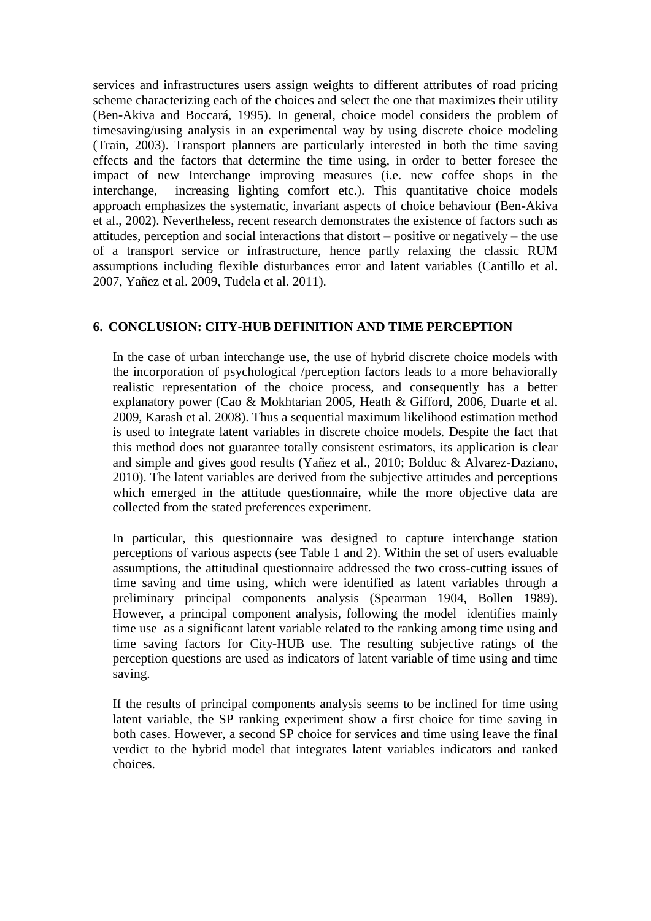services and infrastructures users assign weights to different attributes of road pricing scheme characterizing each of the choices and select the one that maximizes their utility (Ben-Akiva and Boccará, 1995). In general, choice model considers the problem of timesaving/using analysis in an experimental way by using discrete choice modeling (Train, 2003). Transport planners are particularly interested in both the time saving effects and the factors that determine the time using, in order to better foresee the impact of new Interchange improving measures (i.e. new coffee shops in the interchange, increasing lighting comfort etc.). This quantitative choice models approach emphasizes the systematic, invariant aspects of choice behaviour (Ben-Akiva et al., 2002). Nevertheless, recent research demonstrates the existence of factors such as attitudes, perception and social interactions that distort – positive or negatively – the use of a transport service or infrastructure, hence partly relaxing the classic RUM assumptions including flexible disturbances error and latent variables (Cantillo et al. 2007, Yañez et al. 2009, Tudela et al. 2011).

## 6. CONCLUSION: CITY-HUB DEFINITION AND TIME PERCEPTION

In the case of urban interchange use, the use of hybrid discrete choice models with the incorporation of psychological /perception factors leads to a more behaviorally realistic representation of the choice process, and consequently has a better explanatory power (Cao & Mokhtarian 2005, Heath & Gifford, 2006, Duarte et al. 2009, Karash et al. 2008). Thus a sequential maximum likelihood estimation method is used to integrate latent variables in discrete choice models. Despite the fact that this method does not guarantee totally consistent estimators, its application is clear and simple and gives good results (Yañez et al., 2010; Bolduc & Alvarez-Daziano, 2010). The latent variables are derived from the subjective attitudes and perceptions which emerged in the attitude questionnaire, while the more objective data are collected from the stated preferences experiment.

In particular, this questionnaire was designed to capture interchange station perceptions of various aspects (see Table 1 and 2). Within the set of users evaluable assumptions, the attitudinal questionnaire addressed the two cross-cutting issues of time saving and time using, which were identified as latent variables through a preliminary principal components analysis (Spearman 1904, Bollen 1989). However, a principal component analysis, following the model identifies mainly time use as a significant latent variable related to the ranking among time using and time saving factors for City-HUB use. The resulting subjective ratings of the perception questions are used as indicators of latent variable of time using and time saving.

If the results of principal components analysis seems to be inclined for time using latent variable, the SP ranking experiment show a first choice for time saving in both cases. However, a second SP choice for services and time using leave the final verdict to the hybrid model that integrates latent variables indicators and ranked choices.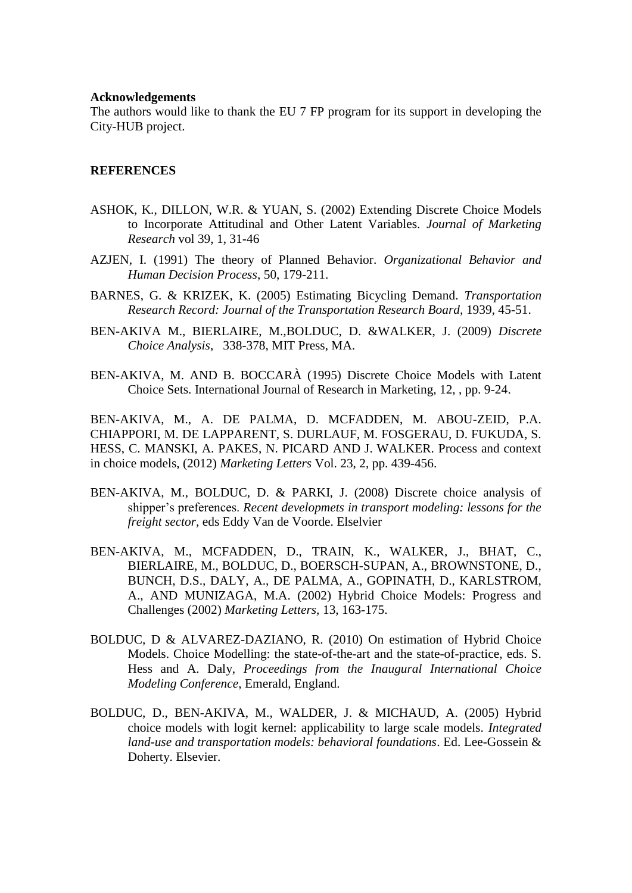**Acknowledgements**

The authors would like to thank the EU 7 FP program for its support in developing the City-HUB project.

**REFERENCES**

ASHOK, K., DILLON, W.R. & YUAN, S. (2002) Extending Discrete Choice Models to Incorporate Attitudinal and Other Latent Variables. *Journal of Marketing Research* vol 39, 1, 31-46

AZJEN, I. (1991) The theory of Planned Behavior. *Organizational Behavior and Human Decision Process*, 50, 179-211.

BARNES, G. & KRIZEK, K. (2005) Estimating Bicycling Demand. *Transportation Research Record: Journal of the Transportation Research Board*, 1939, 45-51.

BEN-AKIVA M., BIERLAIRE, M.,BOLDUC, D. &WALKER, J. (2009) *Discrete Choice Analysis*, 338-378, MIT Press, MA.

BEN-AKIVA, M. AND B. BOCCARÀ (1995) Discrete Choice Models with Latent Choice Sets. International Journal of Research in Marketing, 12, , pp. 9-24.

BEN-AKIVA, M., A. DE PALMA, D. MCFADDEN, M. ABOU-ZEID, P.A. CHIAPPORI, M. DE LAPPARENT, S. DURLAUF, M. FOSGERAU, D. FUKUDA, S. HESS, C. MANSKI, A. PAKES, N. PICARD AND J. WALKER. Process and context in choice models, (2012) *Marketing Letters* Vol. 23, 2, pp. 439-456.

BEN-AKIVA, M., BOLDUC, D. & PARKI, J. (2008) Discrete choice analysis of shipper's preferences. *Recent developmets in transport modeling: lessons for the freight sector*, eds Eddy Van de Voorde. Elselvier

BEN-AKIVA, M., MCFADDEN, D., TRAIN, K., WALKER, J., BHAT, C., BIERLAIRE, M., BOLDUC, D., BOERSCH-SUPAN, A., BROWNSTONE, D., BUNCH, D.S., DALY, A., DE PALMA, A., GOPINATH, D., KARLSTROM, A., AND MUNIZAGA, M.A. (2002) Hybrid Choice Models: Progress and Challenges (2002) *Marketing Letters*, 13, 163-175.

BOLDUC, D & ALVAREZ-DAZIANO, R. (2010) On estimation of Hybrid Choice Models. Choice Modelling: the state-of-the-art and the state-of-practice, eds. S. Hess and A. Daly, *Proceedings from the Inaugural International Choice Modeling Conference*, Emerald, England.

BOLDUC, D., BEN-AKIVA, M., WALDER, J. & MICHAUD, A. (2005) Hybrid choice models with logit kernel: applicability to large scale models. *Integrated land-use and transportation models: behavioral foundations*. Ed. Lee-Gossein & Doherty. Elsevier.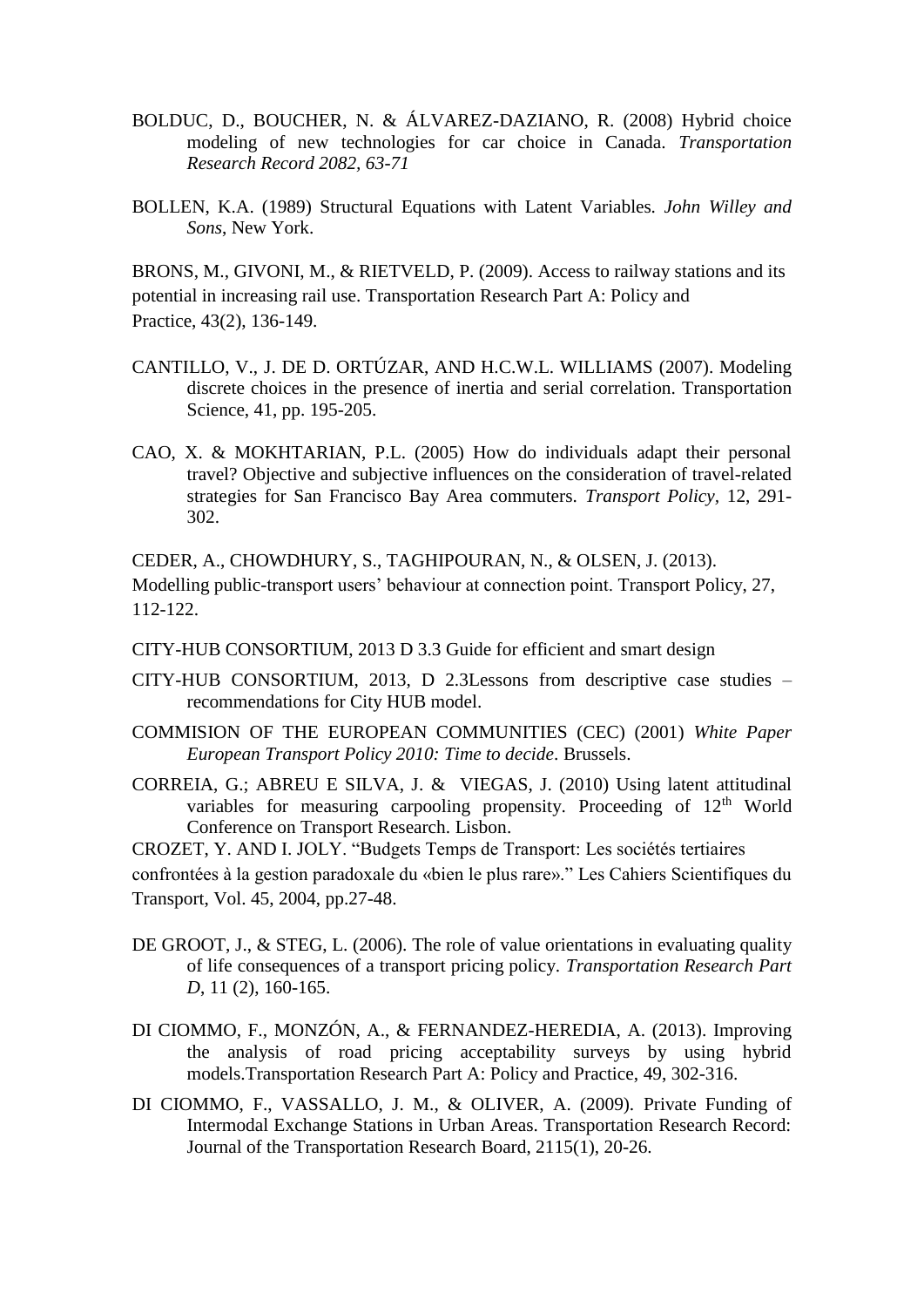BOLDUC, D., BOUCHER, N. & ÁLVAREZ-DAZIANO, R. (2008) Hybrid choice modeling of new technologies for car choice in Canada. *Transportation Research Record 2082, 63-71*

BOLLEN, K.A. (1989) Structural Equations with Latent Variables. *John Willey and Sons*, New York.

BRONS, M., GIVONI, M., & RIETVELD, P. (2009). Access to railway stations and its potential in increasing rail use. Transportation Research Part A: Policy and Practice, 43(2), 136-149.

CANTILLO, V., J. DE D. ORTÚZAR, AND H.C.W.L. WILLIAMS (2007). Modeling discrete choices in the presence of inertia and serial correlation. Transportation Science, 41, pp. 195-205.

CAO, X. & MOKHTARIAN, P.L. (2005) How do individuals adapt their personal travel? Objective and subjective influences on the consideration of travel-related strategies for San Francisco Bay Area commuters. *Transport Policy*, 12, 291-302.

CEDER, A., CHOWDHURY, S., TAGHIPOURAN, N., & OLSEN, J. (2013). Modelling public-transport users' behaviour at connection point. Transport Policy, 27, 112-122.

CITY-HUB CONSORTIUM, 2013 D 3.3 Guide for efficient and smart design

CITY-HUB CONSORTIUM, 2013, D 2.3Lessons from descriptive case studies – recommendations for City HUB model.

COMMISION OF THE EUROPEAN COMMUNITIES (CEC) (2001) *White Paper European Transport Policy 2010: Time to decide*. Brussels.

CORREIA, G.; ABREU E SILVA, J. & VIEGAS, J. (2010) Using latent attitudinal variables for measuring carpooling propensity. Proceeding of 12th World Conference on Transport Research. Lisbon.

CROZET, Y. AND I. JOLY. "Budgets Temps de Transport: Les sociétés tertiaires confrontées à la gestion paradoxale du «bien le plus rare»." Les Cahiers Scientifiques du Transport, Vol. 45, 2004, pp.27-48.

DE GROOT, J., & STEG, L. (2006). The role of value orientations in evaluating quality of life consequences of a transport pricing policy. *Transportation Research Part D*, 11 (2), 160-165.

DI CIOMMO, F., MONZÓN, A., & FERNANDEZ-HEREDIA, A. (2013). Improving the analysis of road pricing acceptability surveys by using hybrid models.Transportation Research Part A: Policy and Practice, 49, 302-316.

DI CIOMMO, F., VASSALLO, J. M., & OLIVER, A. (2009). Private Funding of Intermodal Exchange Stations in Urban Areas. Transportation Research Record: Journal of the Transportation Research Board, 2115(1), 20-26.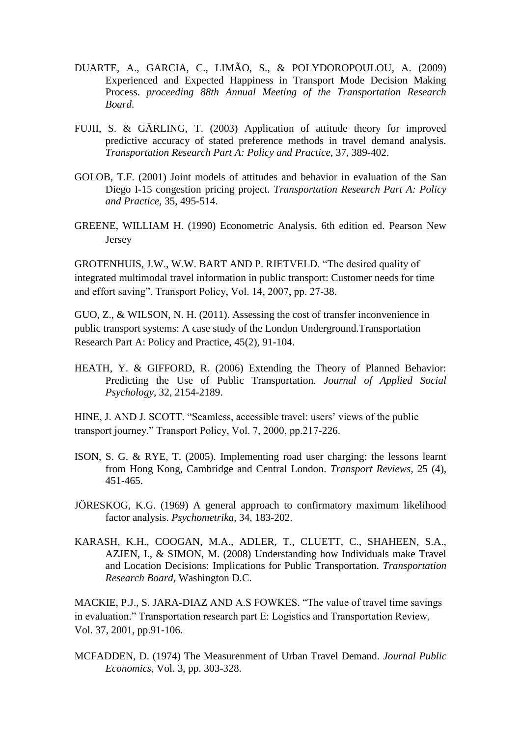DUARTE, A., GARCIA, C., LIMÃO, S., & POLYDOROPOULOU, A. (2009) Experienced and Expected Happiness in Transport Mode Decision Making Process. *proceeding 88th Annual Meeting of the Transportation Research Board*.

FUJII, S. & GÄRLING, T. (2003) Application of attitude theory for improved predictive accuracy of stated preference methods in travel demand analysis. *Transportation Research Part A: Policy and Practice,* 37, 389-402.

GOLOB, T.F. (2001) Joint models of attitudes and behavior in evaluation of the San Diego I-15 congestion pricing project. *Transportation Research Part A: Policy and Practice,* 35, 495-514.

GREENE, WILLIAM H. (1990) Econometric Analysis. 6th edition ed. Pearson New Jersey

GROTENHUIS, J.W., W.W. BART AND P. RIETVELD. "The desired quality of integrated multimodal travel information in public transport: Customer needs for time and effort saving". Transport Policy, Vol. 14, 2007, pp. 27-38.

GUO, Z., & WILSON, N. H. (2011). Assessing the cost of transfer inconvenience in public transport systems: A case study of the London Underground.Transportation Research Part A: Policy and Practice, 45(2), 91-104.

HEATH, Y. & GIFFORD, R. (2006) Extending the Theory of Planned Behavior: Predicting the Use of Public Transportation. *Journal of Applied Social Psychology*, 32, 2154-2189.

HINE, J. AND J. SCOTT. "Seamless, accessible travel: users' views of the public transport journey." Transport Policy, Vol. 7, 2000, pp.217-226.

ISON, S. G. & RYE, T. (2005). Implementing road user charging: the lessons learnt from Hong Kong, Cambridge and Central London. *Transport Reviews*, 25 (4), 451-465.

JÖRESKOG, K.G. (1969) A general approach to confirmatory maximum likelihood factor analysis. *Psychometrika,* 34, 183-202.

KARASH, K.H., COOGAN, M.A., ADLER, T., CLUETT, C., SHAHEEN, S.A., AZJEN, I., & SIMON, M. (2008) Understanding how Individuals make Travel and Location Decisions: Implications for Public Transportation. *Transportation Research Board*, Washington D.C.

MACKIE, P.J., S. JARA-DIAZ AND A.S FOWKES. "The value of travel time savings in evaluation." Transportation research part E: Logistics and Transportation Review, Vol. 37, 2001, pp.91-106.

MCFADDEN, D. (1974) The Measurenment of Urban Travel Demand. *Journal Public Economics*, Vol. 3, pp. 303-328.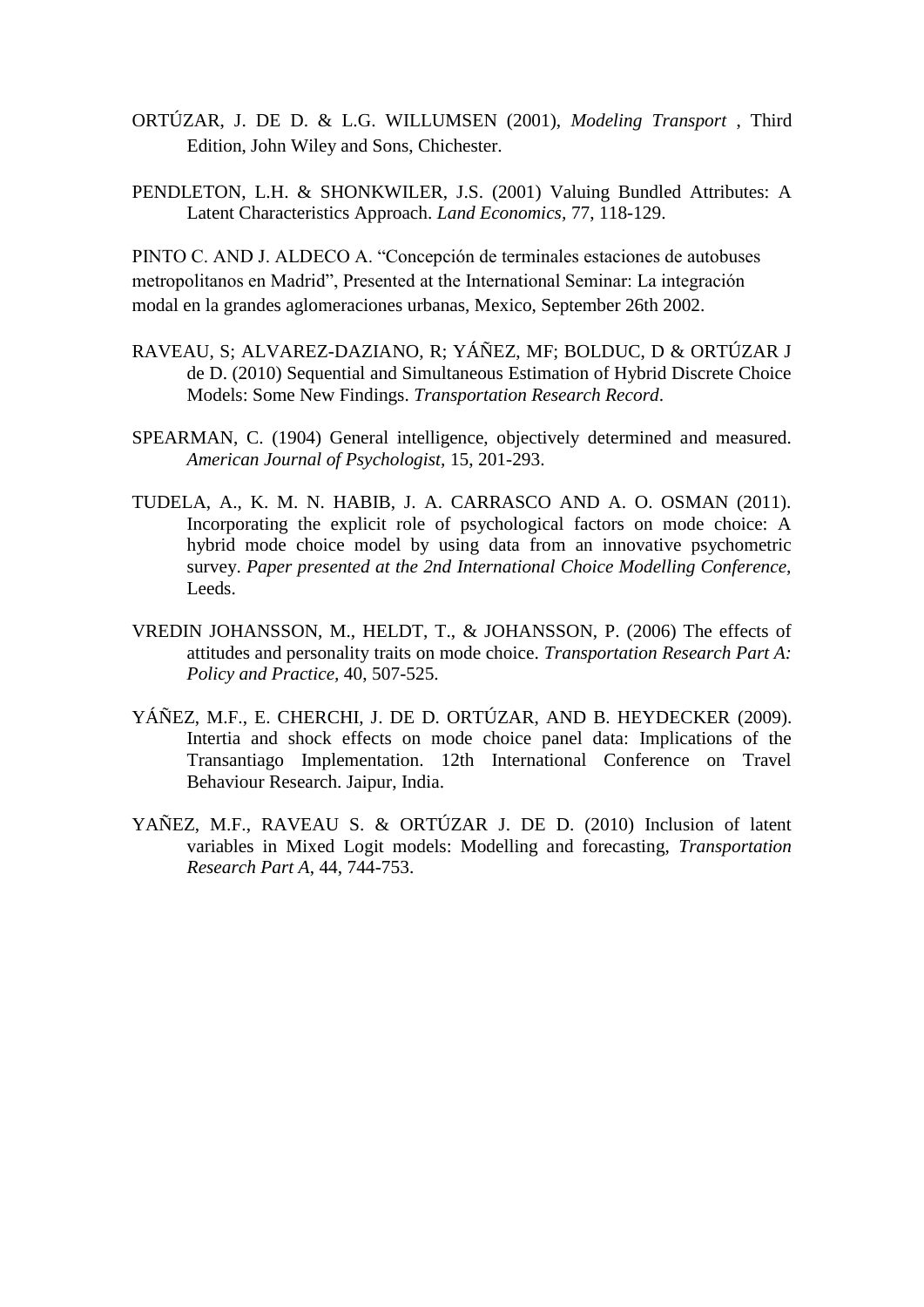ORTÚZAR, J. DE D. & L.G. WILLUMSEN (2001), *Modeling Transport* , Third Edition, John Wiley and Sons, Chichester.

PENDLETON, L.H. & SHONKWILER, J.S. (2001) Valuing Bundled Attributes: A Latent Characteristics Approach. *Land Economics*, 77, 118-129.

PINTO C. AND J. ALDECO A. "Concepción de terminales estaciones de autobuses metropolitanos en Madrid", Presented at the International Seminar: La integración modal en la grandes aglomeraciones urbanas, Mexico, September 26th 2002.

RAVEAU, S; ALVAREZ-DAZIANO, R; YÁÑEZ, MF; BOLDUC, D & ORTÚZAR J de D. (2010) Sequential and Simultaneous Estimation of Hybrid Discrete Choice Models: Some New Findings. *Transportation Research Record*.

SPEARMAN, C. (1904) General intelligence, objectively determined and measured. *American Journal of Psychologist,* 15, 201-293.

TUDELA, A., K. M. N. HABIB, J. A. CARRASCO AND A. O. OSMAN (2011). Incorporating the explicit role of psychological factors on mode choice: A hybrid mode choice model by using data from an innovative psychometric survey. *Paper presented at the 2nd International Choice Modelling Conference,* Leeds.

VREDIN JOHANSSON, M., HELDT, T., & JOHANSSON, P. (2006) The effects of attitudes and personality traits on mode choice. *Transportation Research Part A: Policy and Practice,* 40, 507-525.

YÁÑEZ, M.F., E. CHERCHI, J. DE D. ORTÚZAR, AND B. HEYDECKER (2009). Intertia and shock effects on mode choice panel data: Implications of the Transantiago Implementation. 12th International Conference on Travel Behaviour Research. Jaipur, India.

YAÑEZ, M.F., RAVEAU S. & ORTÚZAR J. DE D. (2010) Inclusion of latent variables in Mixed Logit models: Modelling and forecasting, *Transportation Research Part A*, 44, 744-753.